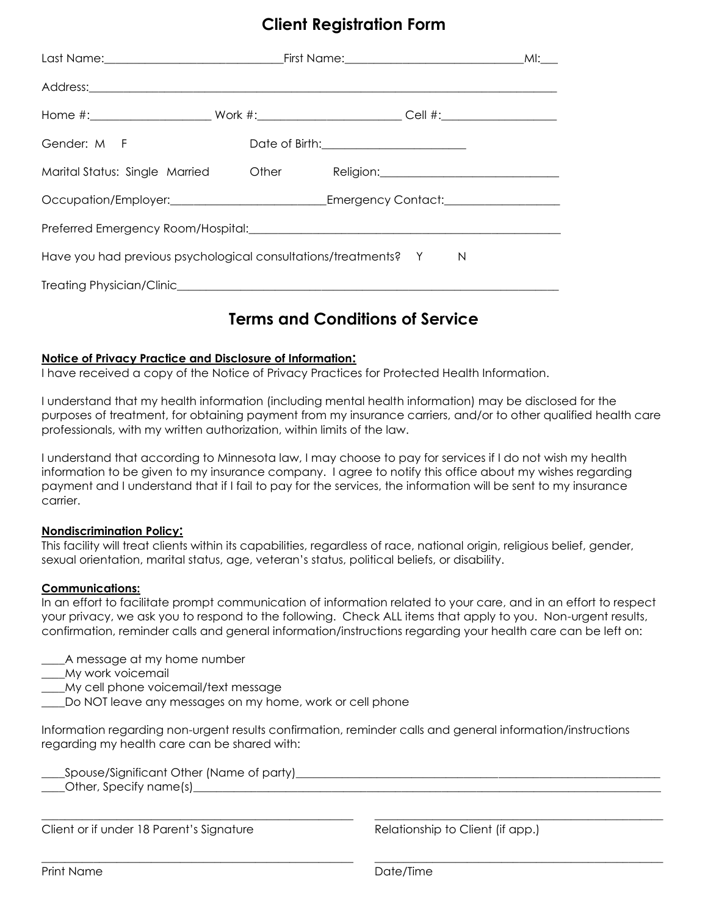# Client Registration Form

Last Name:______________________________First Name:______________________________MI:___

Address:________________________________________________________________________________

Home #:____________________ Work #:________________________ Cell #:___________________

Gender: M F Date of Birth:________________________

Marital Status: Single Married Other Religion:______________________________

Occupation/Employer:__________________________Emergency Contact:____________________

Preferred Emergency Room/Hospital:______________________________________________________

Have you had previous psychological consultations/treatments? Y N

Treating Physician/Clinic_____________________________________________________________________

# Terms and Conditions of Service

**Notice of Privacy Practice and Disclosure of Information:**

I have received a copy of the Notice of Privacy Practices for Protected Health Information.

I understand that my health information (including mental health information) may be disclosed for the purposes of treatment, for obtaining payment from my insurance carriers, and/or to other qualified health care professionals, with my written authorization, within limits of the law.

I understand that according to Minnesota law, I may choose to pay for services if I do not wish my health information to be given to my insurance company. I agree to notify this office about my wishes regarding payment and I understand that if I fail to pay for the services, the information will be sent to my insurance carrier.

**Nondiscrimination Policy:**

This facility will treat clients within its capabilities, regardless of race, national origin, religious belief, gender, sexual orientation, marital status, age, veteran's status, political beliefs, or disability.

**Communications:**

In an effort to facilitate prompt communication of information related to your care, and in an effort to respect your privacy, we ask you to respond to the following. Check ALL items that apply to you. Non-urgent results, confirmation, reminder calls and general information/instructions regarding your health care can be left on:

____A message at my home number
____My work voicemail
____My cell phone voicemail/text message
____Do NOT leave any messages on my home, work or cell phone

Information regarding non-urgent results confirmation, reminder calls and general information/instructions regarding my health care can be shared with:

____Spouse/Significant Other (Name of party)____________________________________________________________
____Other, Specify name(s)____________________________________________________________________________

______________________________________________ ______________________________________________

Client or if under 18 Parent's Signature Relationship to Client (if app.)

______________________________________________ ______________________________________________

Print Name Date/Time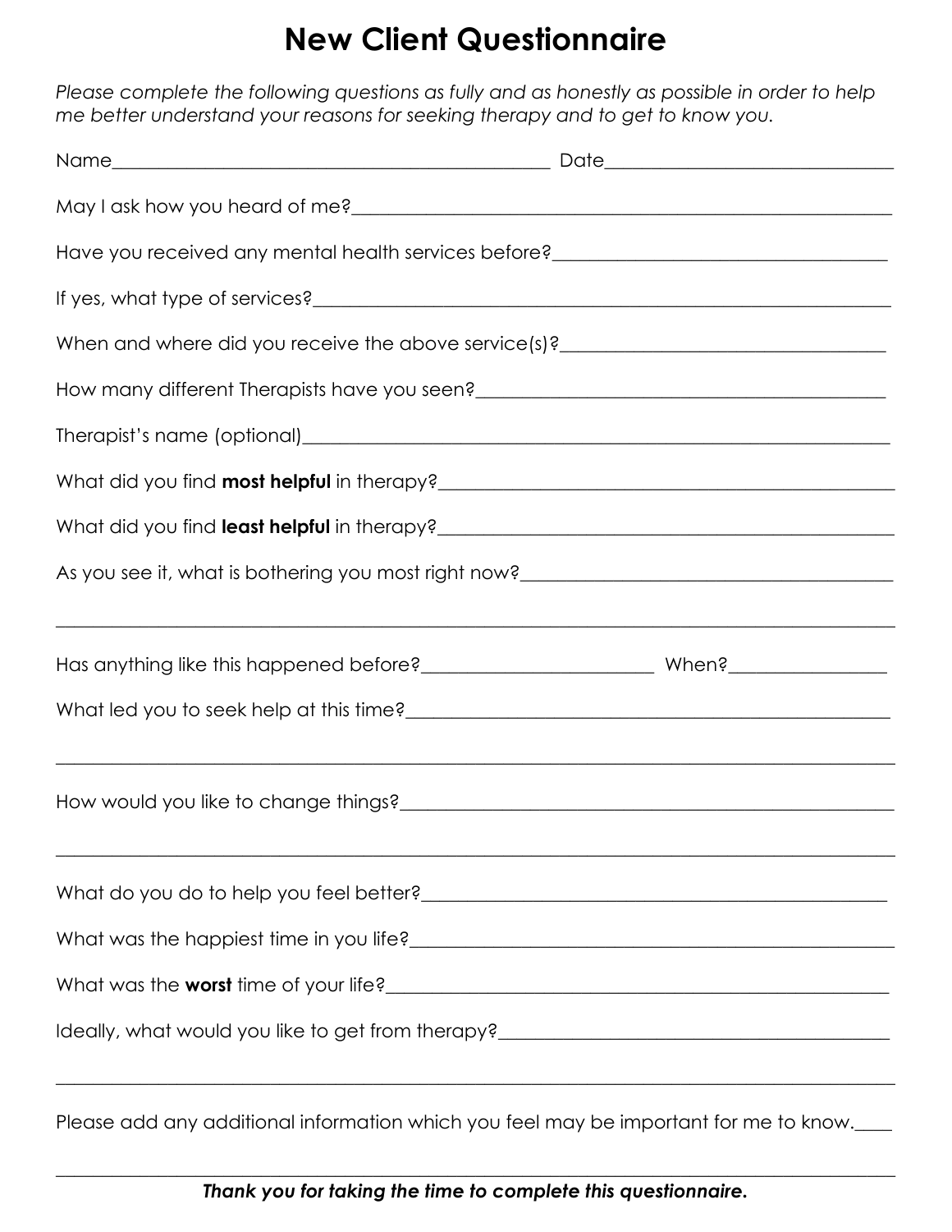# New Client Questionnaire

*Please complete the following questions as fully and as honestly as possible in order to help me better understand your reasons for seeking therapy and to get to know you.*

Name_______________________________________________ Date______________________________

May I ask how you heard of me?__________________________________________________________

Have you received any mental health services before?__________________________________

If yes, what type of services?________________________________________________________

When and where did you receive the above service(s)?_________________________________

How many different Therapists have you seen?_________________________________________

Therapist's name (optional)____________________________________________________________

What did you find **most helpful** in therapy?_______________________________________________

What did you find **least helpful** in therapy?_______________________________________________

As you see it, what is bothering you most right now?____________________________________

_____________________________________________________________________________________

Has anything like this happened before?________________________ When?________________

What led you to seek help at this time?_________________________________________________

_____________________________________________________________________________________

How would you like to change things?__________________________________________________

_____________________________________________________________________________________

What do you do to help you feel better?_______________________________________________

What was the happiest time in you life?_________________________________________________

What was the **worst** time of your life?_________________________________________________

Ideally, what would you like to get from therapy?_______________________________________

_____________________________________________________________________________________

Please add any additional information which you feel may be important for me to know.____

_____________________________________________________________________________________

***Thank you for taking the time to complete this questionnaire.***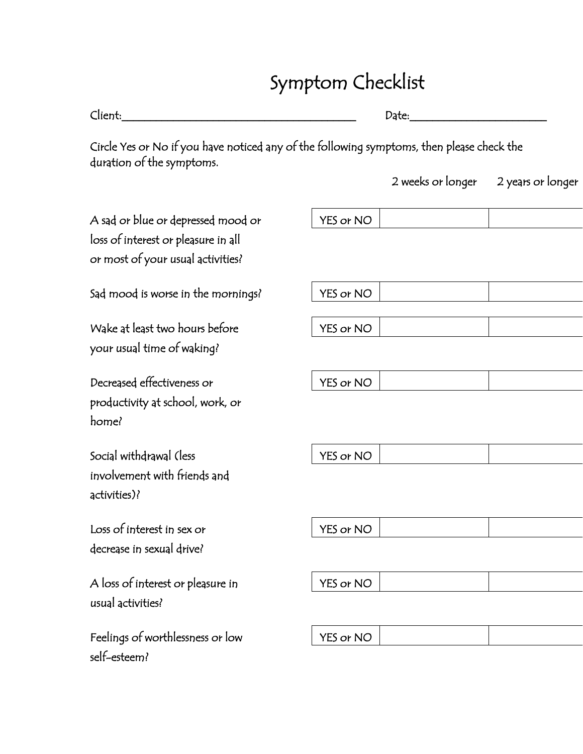# Symptom Checklist

Client:________________________________________ Date:________________________

Circle Yes or No if you have noticed any of the following symptoms, then please check the duration of the symptoms.

| Symptom | | 2 weeks or longer | 2 years or longer |
|---|---|---|---|
| A sad or blue or depressed mood or loss of interest or pleasure in all or most of your usual activities? | YES or NO | | |
| Sad mood is worse in the mornings? | YES or NO | | |
| Wake at least two hours before your usual time of waking? | YES or NO | | |
| Decreased effectiveness or productivity at school, work, or home? | YES or NO | | |
| Social withdrawal (less involvement with friends and activities)? | YES or NO | | |
| Loss of interest in sex or decrease in sexual drive? | YES or NO | | |
| A loss of interest or pleasure in usual activities? | YES or NO | | |
| Feelings of worthlessness or low self-esteem? | YES or NO | | |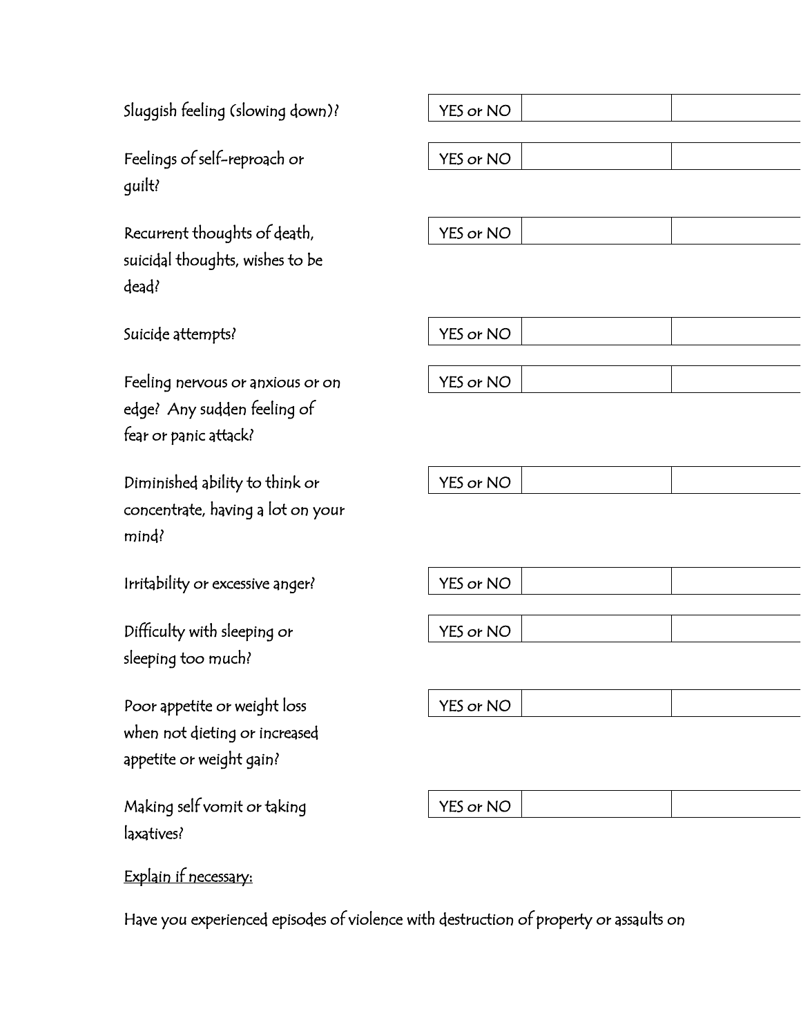| | | | |
|---|---|---|---|
| Sluggish feeling (slowing down)? | YES or NO | | |
| Feelings of self-reproach or guilt? | YES or NO | | |
| Recurrent thoughts of death, suicidal thoughts, wishes to be dead? | YES or NO | | |
| Suicide attempts? | YES or NO | | |
| Feeling nervous or anxious or on edge? Any sudden feeling of fear or panic attack? | YES or NO | | |
| Diminished ability to think or concentrate, having a lot on your mind? | YES or NO | | |
| Irritability or excessive anger? | YES or NO | | |
| Difficulty with sleeping or sleeping too much? | YES or NO | | |
| Poor appetite or weight loss when not dieting or increased appetite or weight gain? | YES or NO | | |
| Making self vomit or taking laxatives? | YES or NO | | |

<u>Explain if necessary:</u>

Have you experienced episodes of violence with destruction of property or assaults on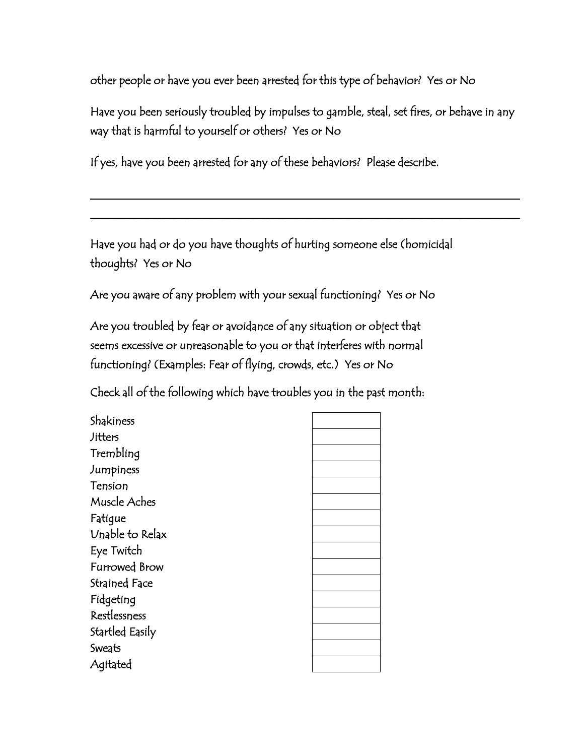other people or have you ever been arrested for this type of behavior?  Yes or No

Have you been seriously troubled by impulses to gamble, steal, set fires, or behave in any way that is harmful to yourself or others?  Yes or No

If yes, have you been arrested for any of these behaviors?  Please describe.

______________________________________________________________________________

______________________________________________________________________________

Have you had or do you have thoughts of hurting someone else (homicidal thoughts?  Yes or No

Are you aware of any problem with your sexual functioning?  Yes or No

Are you troubled by fear or avoidance of any situation or object that seems excessive or unreasonable to you or that interferes with normal functioning? (Examples: Fear of flying, crowds, etc.)  Yes or No

Check all of the following which have troubles you in the past month:

| | |
|---|---|
| Shakiness | |
| Jitters | |
| Trembling | |
| Jumpiness | |
| Tension | |
| Muscle Aches | |
| Fatigue | |
| Unable to Relax | |
| Eye Twitch | |
| Furrowed Brow | |
| Strained Face | |
| Fidgeting | |
| Restlessness | |
| Startled Easily | |
| Sweats | |
| Agitated | |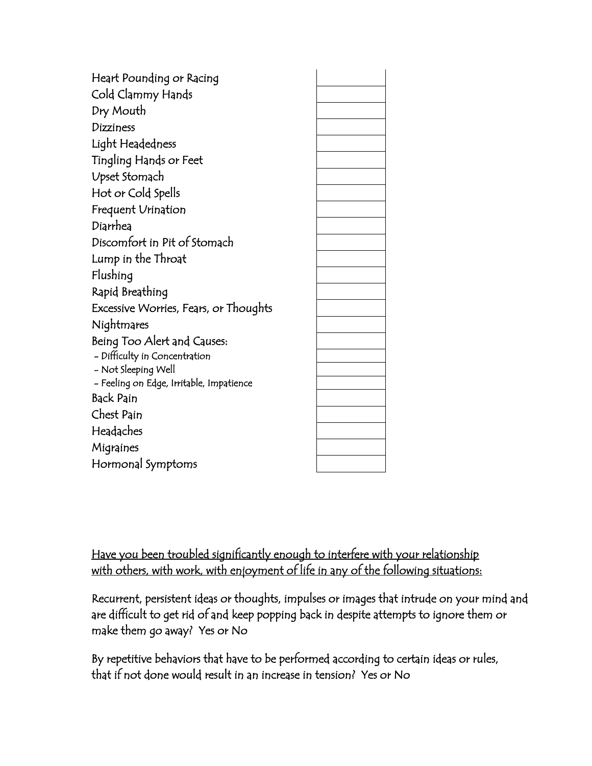| Symptom | |
|---|---|
| Heart Pounding or Racing | |
| Cold Clammy Hands | |
| Dry Mouth | |
| Dizziness | |
| Light Headedness | |
| Tingling Hands or Feet | |
| Upset Stomach | |
| Hot or Cold Spells | |
| Frequent Urination | |
| Diarrhea | |
| Discomfort in Pit of Stomach | |
| Lump in the Throat | |
| Flushing | |
| Rapid Breathing | |
| Excessive Worries, Fears, or Thoughts | |
| Nightmares | |
| Being Too Alert and Causes: | |
| - Difficulty in Concentration | |
| - Not Sleeping Well | |
| - Feeling on Edge, Irritable, Impatience | |
| Back Pain | |
| Chest Pain | |
| Headaches | |
| Migraines | |
| Hormonal Symptoms | |

<u>Have you been troubled significantly enough to interfere with your relationship with others, with work, with enjoyment of life in any of the following situations:</u>

Recurrent, persistent ideas or thoughts, impulses or images that intrude on your mind and are difficult to get rid of and keep popping back in despite attempts to ignore them or make them go away? Yes or No

By repetitive behaviors that have to be performed according to certain ideas or rules, that if not done would result in an increase in tension? Yes or No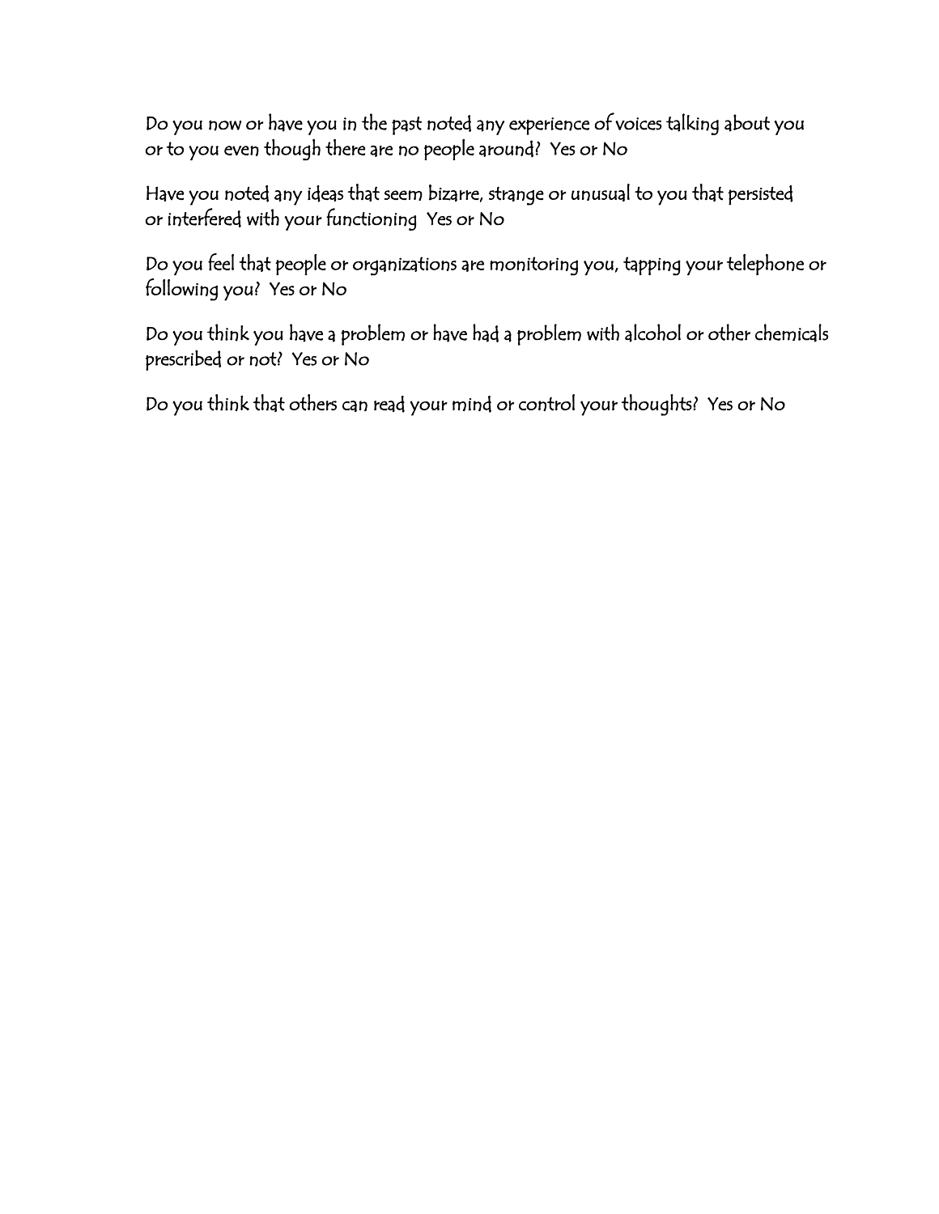Do you now or have you in the past noted any experience of voices talking about you or to you even though there are no people around? Yes or No

Have you noted any ideas that seem bizarre, strange or unusual to you that persisted or interfered with your functioning Yes or No

Do you feel that people or organizations are monitoring you, tapping your telephone or following you? Yes or No

Do you think you have a problem or have had a problem with alcohol or other chemicals prescribed or not? Yes or No

Do you think that others can read your mind or control your thoughts? Yes or No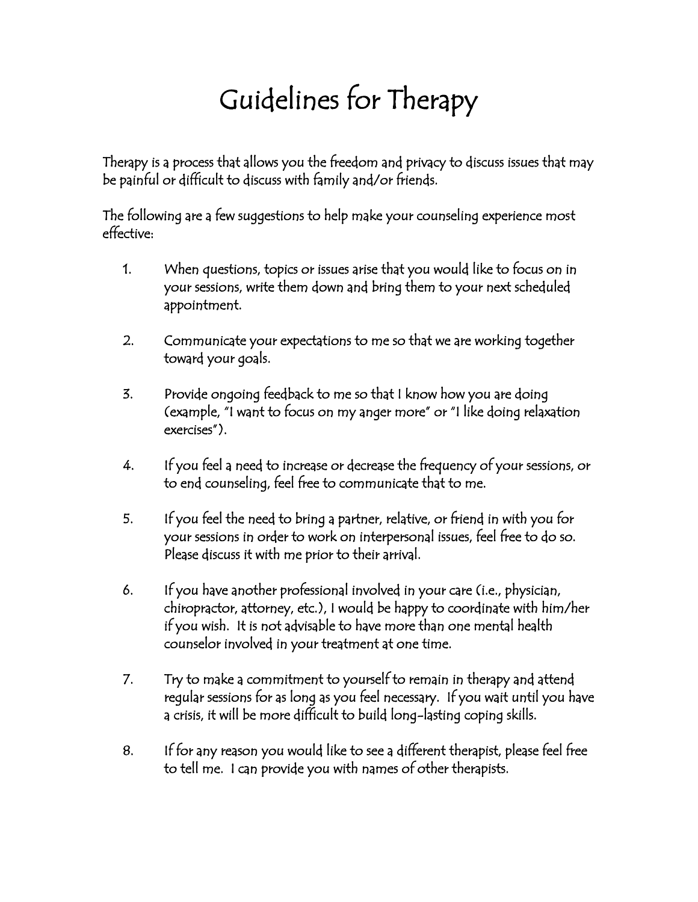# Guidelines for Therapy

Therapy is a process that allows you the freedom and privacy to discuss issues that may be painful or difficult to discuss with family and/or friends.

The following are a few suggestions to help make your counseling experience most effective:

1. When questions, topics or issues arise that you would like to focus on in your sessions, write them down and bring them to your next scheduled appointment.

2. Communicate your expectations to me so that we are working together toward your goals.

3. Provide ongoing feedback to me so that I know how you are doing (example, "I want to focus on my anger more" or "I like doing relaxation exercises").

4. If you feel a need to increase or decrease the frequency of your sessions, or to end counseling, feel free to communicate that to me.

5. If you feel the need to bring a partner, relative, or friend in with you for your sessions in order to work on interpersonal issues, feel free to do so. Please discuss it with me prior to their arrival.

6. If you have another professional involved in your care (i.e., physician, chiropractor, attorney, etc.), I would be happy to coordinate with him/her if you wish. It is not advisable to have more than one mental health counselor involved in your treatment at one time.

7. Try to make a commitment to yourself to remain in therapy and attend regular sessions for as long as you feel necessary. If you wait until you have a crisis, it will be more difficult to build long-lasting coping skills.

8. If for any reason you would like to see a different therapist, please feel free to tell me. I can provide you with names of other therapists.